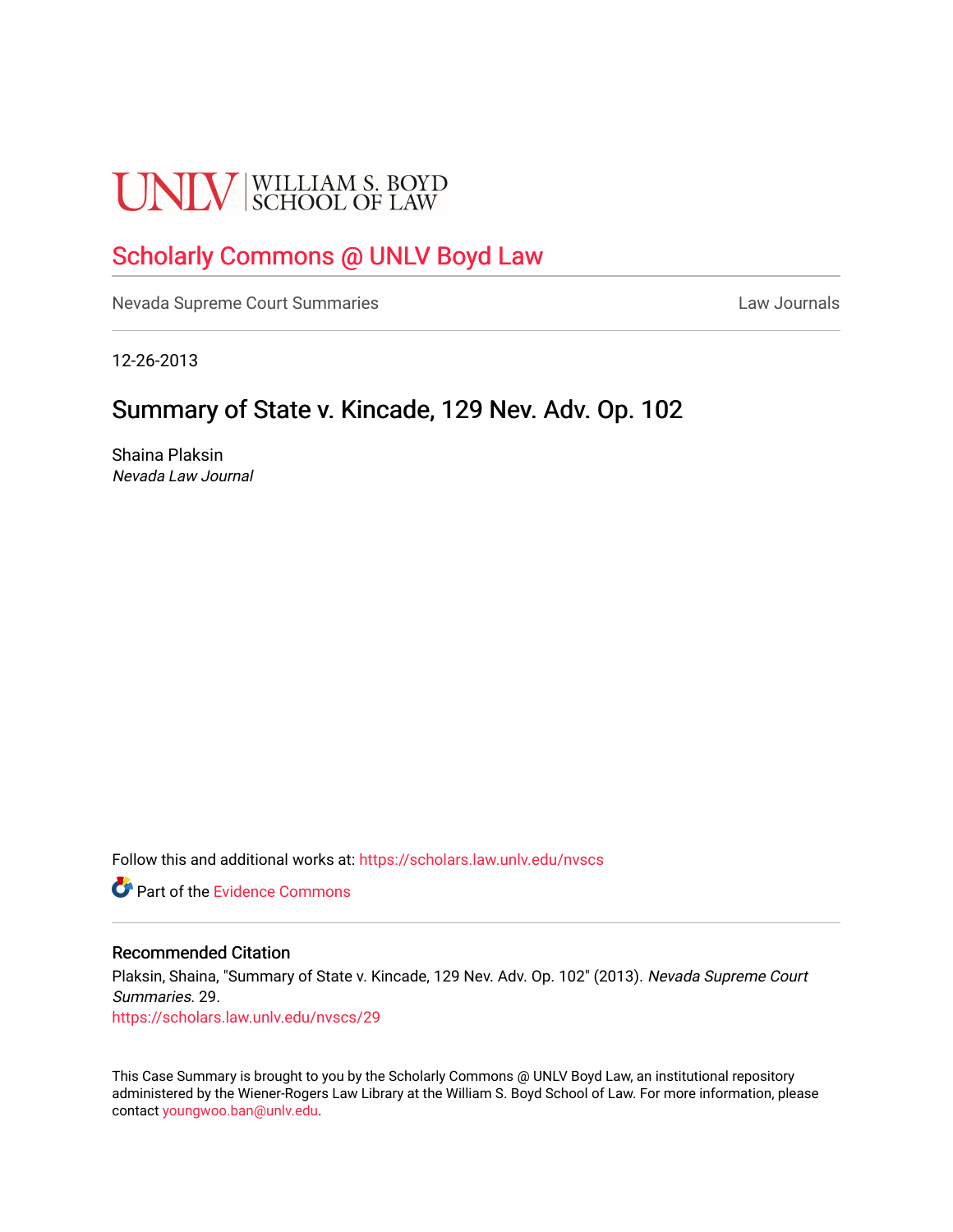UNLV | WILLIAM S. BOYD SCHOOL OF LAW

# Scholarly Commons @ UNLV Boyd Law

Nevada Supreme Court Summaries

Law Journals

12-26-2013

## Summary of State v. Kincade, 129 Nev. Adv. Op. 102

Shaina Plaksin
*Nevada Law Journal*

Follow this and additional works at: https://scholars.law.unlv.edu/nvscs

Part of the Evidence Commons

### Recommended Citation

Plaksin, Shaina, "Summary of State v. Kincade, 129 Nev. Adv. Op. 102" (2013). *Nevada Supreme Court Summaries*. 29.
https://scholars.law.unlv.edu/nvscs/29

This Case Summary is brought to you by the Scholarly Commons @ UNLV Boyd Law, an institutional repository administered by the Wiener-Rogers Law Library at the William S. Boyd School of Law. For more information, please contact youngwoo.ban@unlv.edu.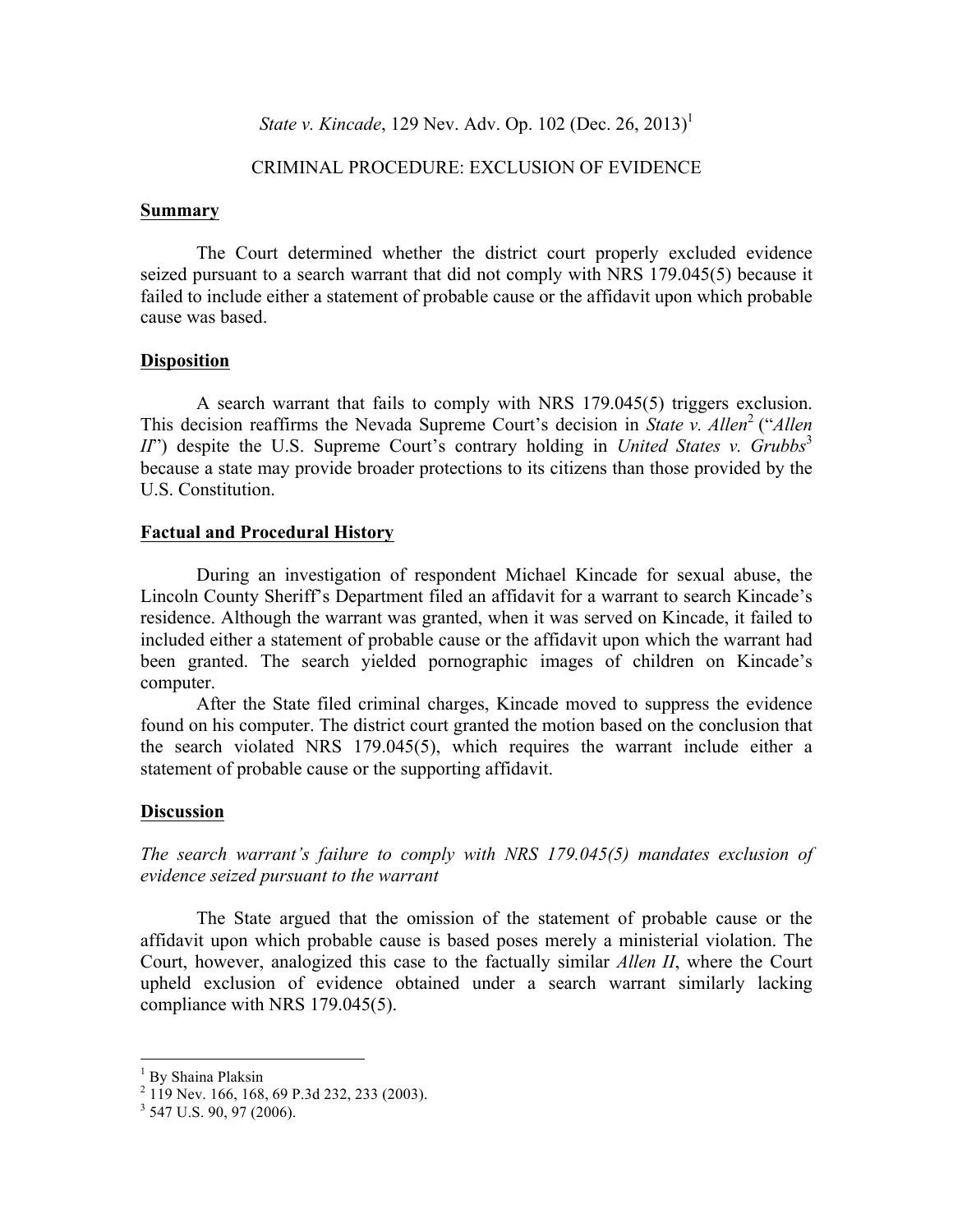*State v. Kincade*, 129 Nev. Adv. Op. 102 (Dec. 26, 2013)[1]

CRIMINAL PROCEDURE: EXCLUSION OF EVIDENCE

## Summary

The Court determined whether the district court properly excluded evidence seized pursuant to a search warrant that did not comply with NRS 179.045(5) because it failed to include either a statement of probable cause or the affidavit upon which probable cause was based.

## Disposition

A search warrant that fails to comply with NRS 179.045(5) triggers exclusion. This decision reaffirms the Nevada Supreme Court's decision in *State v. Allen*[2] ("*Allen II*") despite the U.S. Supreme Court's contrary holding in *United States v. Grubbs*[3] because a state may provide broader protections to its citizens than those provided by the U.S. Constitution.

## Factual and Procedural History

During an investigation of respondent Michael Kincade for sexual abuse, the Lincoln County Sheriff's Department filed an affidavit for a warrant to search Kincade's residence. Although the warrant was granted, when it was served on Kincade, it failed to included either a statement of probable cause or the affidavit upon which the warrant had been granted. The search yielded pornographic images of children on Kincade's computer.

After the State filed criminal charges, Kincade moved to suppress the evidence found on his computer. The district court granted the motion based on the conclusion that the search violated NRS 179.045(5), which requires the warrant include either a statement of probable cause or the supporting affidavit.

## Discussion

*The search warrant's failure to comply with NRS 179.045(5) mandates exclusion of evidence seized pursuant to the warrant*

The State argued that the omission of the statement of probable cause or the affidavit upon which probable cause is based poses merely a ministerial violation. The Court, however, analogized this case to the factually similar *Allen II*, where the Court upheld exclusion of evidence obtained under a search warrant similarly lacking compliance with NRS 179.045(5).

---

[1] By Shaina Plaksin

[2] 119 Nev. 166, 168, 69 P.3d 232, 233 (2003).

[3] 547 U.S. 90, 97 (2006).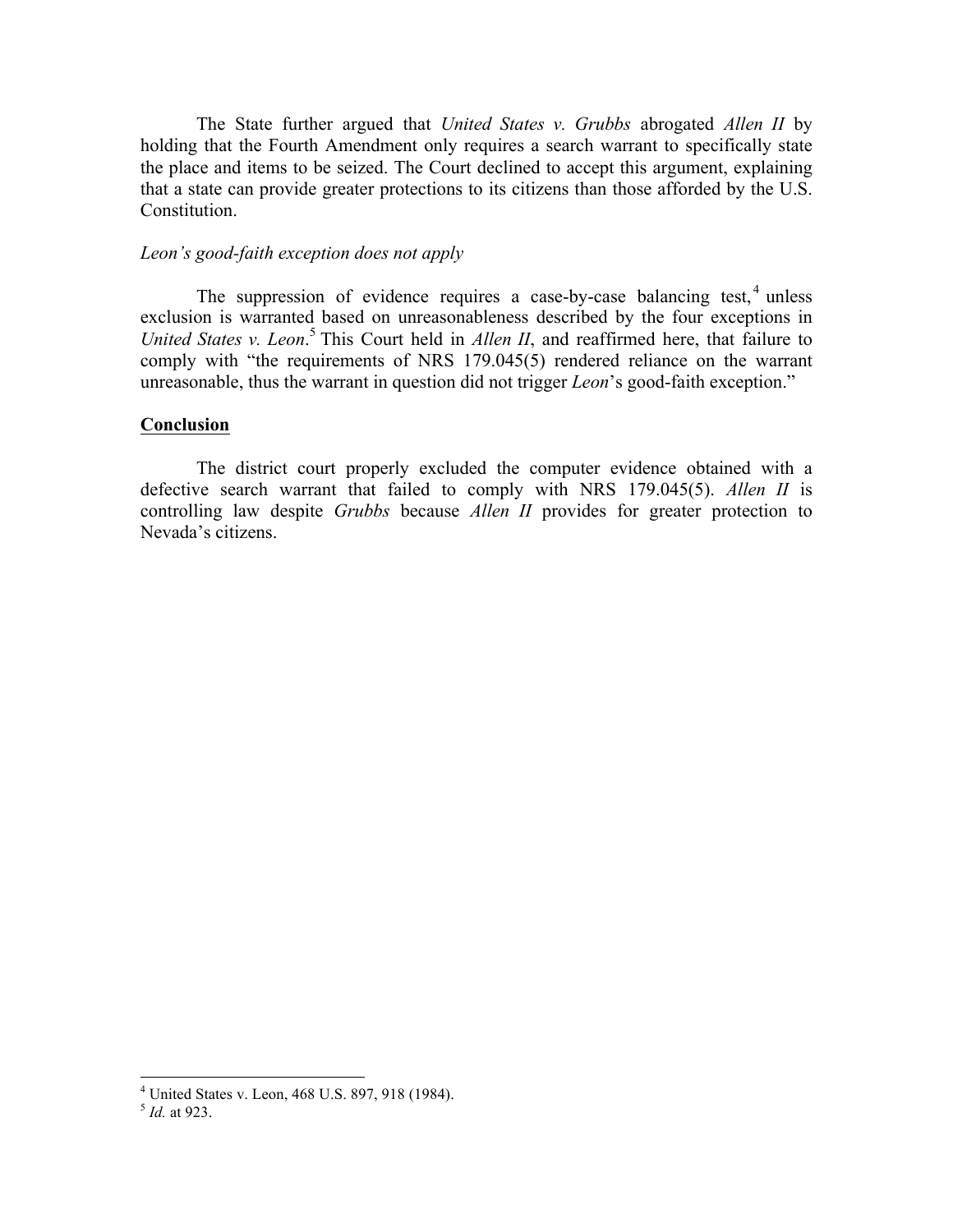The State further argued that *United States v. Grubbs* abrogated *Allen II* by holding that the Fourth Amendment only requires a search warrant to specifically state the place and items to be seized. The Court declined to accept this argument, explaining that a state can provide greater protections to its citizens than those afforded by the U.S. Constitution.

*Leon's good-faith exception does not apply*

The suppression of evidence requires a case-by-case balancing test,[4] unless exclusion is warranted based on unreasonableness described by the four exceptions in *United States v. Leon*.[5] This Court held in *Allen II*, and reaffirmed here, that failure to comply with "the requirements of NRS 179.045(5) rendered reliance on the warrant unreasonable, thus the warrant in question did not trigger *Leon*'s good-faith exception."

**<u>Conclusion</u>**

The district court properly excluded the computer evidence obtained with a defective search warrant that failed to comply with NRS 179.045(5). *Allen II* is controlling law despite *Grubbs* because *Allen II* provides for greater protection to Nevada's citizens.

---

[4] United States v. Leon, 468 U.S. 897, 918 (1984).

[5] *Id.* at 923.